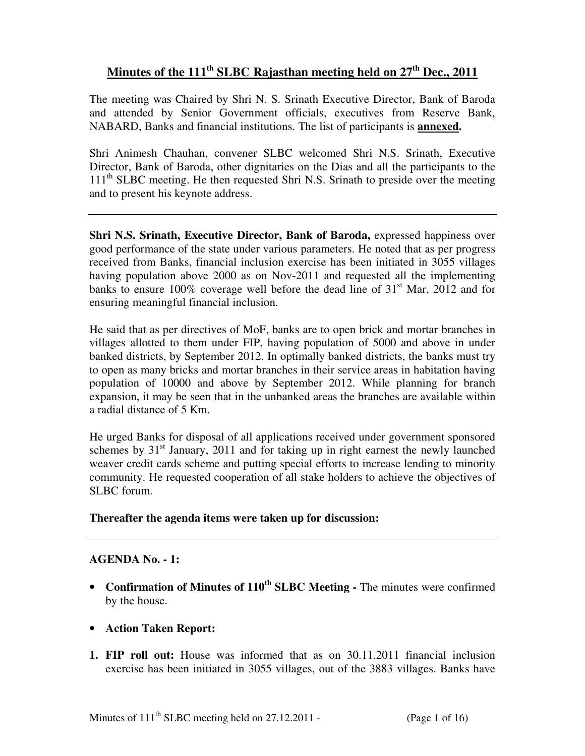# Minutes of the 111th SLBC Rajasthan meeting held on 27th Dec., 2011

The meeting was Chaired by Shri N. S. Srinath Executive Director, Bank of Baroda and attended by Senior Government officials, executives from Reserve Bank, NABARD, Banks and financial institutions. The list of participants is **annexed.**

Shri Animesh Chauhan, convener SLBC welcomed Shri N.S. Srinath, Executive Director, Bank of Baroda, other dignitaries on the Dias and all the participants to the 111th SLBC meeting. He then requested Shri N.S. Srinath to preside over the meeting and to present his keynote address.

---

**Shri N.S. Srinath, Executive Director, Bank of Baroda,** expressed happiness over good performance of the state under various parameters. He noted that as per progress received from Banks, financial inclusion exercise has been initiated in 3055 villages having population above 2000 as on Nov-2011 and requested all the implementing banks to ensure 100% coverage well before the dead line of 31st Mar, 2012 and for ensuring meaningful financial inclusion.

He said that as per directives of MoF, banks are to open brick and mortar branches in villages allotted to them under FIP, having population of 5000 and above in under banked districts, by September 2012. In optimally banked districts, the banks must try to open as many bricks and mortar branches in their service areas in habitation having population of 10000 and above by September 2012. While planning for branch expansion, it may be seen that in the unbanked areas the branches are available within a radial distance of 5 Km.

He urged Banks for disposal of all applications received under government sponsored schemes by 31st January, 2011 and for taking up in right earnest the newly launched weaver credit cards scheme and putting special efforts to increase lending to minority community. He requested cooperation of all stake holders to achieve the objectives of SLBC forum.

**Thereafter the agenda items were taken up for discussion:**

---

**AGENDA No. - 1:**

- **Confirmation of Minutes of 110th SLBC Meeting -** The minutes were confirmed by the house.

- **Action Taken Report:**

1. **FIP roll out:** House was informed that as on 30.11.2011 financial inclusion exercise has been initiated in 3055 villages, out of the 3883 villages. Banks have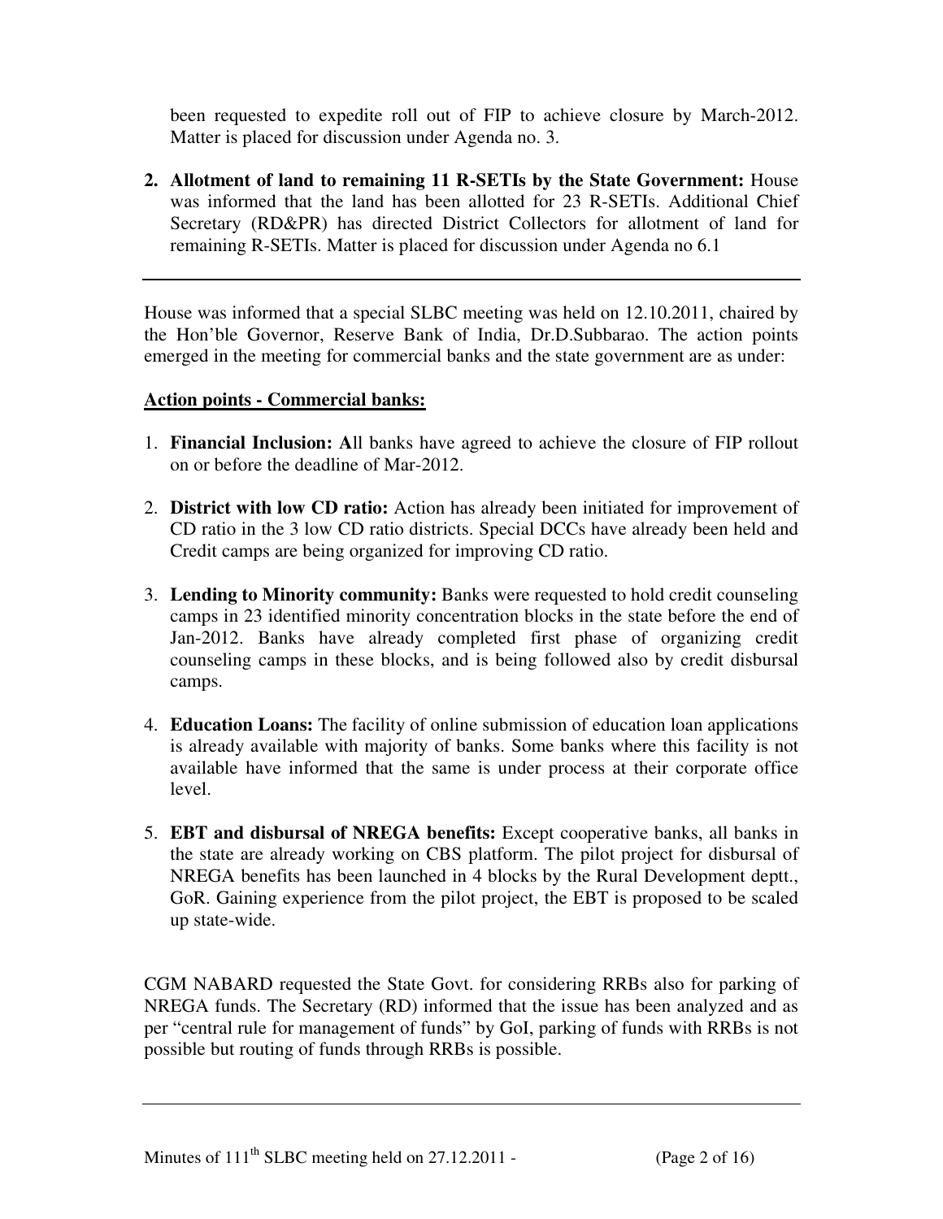been requested to expedite roll out of FIP to achieve closure by March-2012. Matter is placed for discussion under Agenda no. 3.

2. **Allotment of land to remaining 11 R-SETIs by the State Government:** House was informed that the land has been allotted for 23 R-SETIs. Additional Chief Secretary (RD&PR) has directed District Collectors for allotment of land for remaining R-SETIs. Matter is placed for discussion under Agenda no 6.1

---

House was informed that a special SLBC meeting was held on 12.10.2011, chaired by the Hon'ble Governor, Reserve Bank of India, Dr.D.Subbarao. The action points emerged in the meeting for commercial banks and the state government are as under:

**Action points - Commercial banks:**

1. **Financial Inclusion: A**ll banks have agreed to achieve the closure of FIP rollout on or before the deadline of Mar-2012.

2. **District with low CD ratio:** Action has already been initiated for improvement of CD ratio in the 3 low CD ratio districts. Special DCCs have already been held and Credit camps are being organized for improving CD ratio.

3. **Lending to Minority community:** Banks were requested to hold credit counseling camps in 23 identified minority concentration blocks in the state before the end of Jan-2012. Banks have already completed first phase of organizing credit counseling camps in these blocks, and is being followed also by credit disbursal camps.

4. **Education Loans:** The facility of online submission of education loan applications is already available with majority of banks. Some banks where this facility is not available have informed that the same is under process at their corporate office level.

5. **EBT and disbursal of NREGA benefits:** Except cooperative banks, all banks in the state are already working on CBS platform. The pilot project for disbursal of NREGA benefits has been launched in 4 blocks by the Rural Development deptt., GoR. Gaining experience from the pilot project, the EBT is proposed to be scaled up state-wide.

CGM NABARD requested the State Govt. for considering RRBs also for parking of NREGA funds. The Secretary (RD) informed that the issue has been analyzed and as per "central rule for management of funds" by GoI, parking of funds with RRBs is not possible but routing of funds through RRBs is possible.

---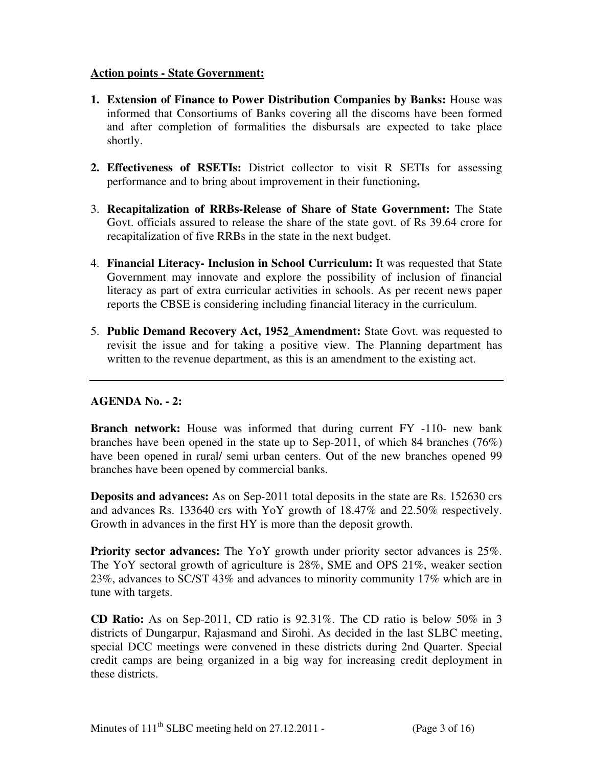**Action points - State Government:**

1. **Extension of Finance to Power Distribution Companies by Banks:** House was informed that Consortiums of Banks covering all the discoms have been formed and after completion of formalities the disbursals are expected to take place shortly.

2. **Effectiveness of RSETIs:** District collector to visit R SETIs for assessing performance and to bring about improvement in their functioning**.**

3. **Recapitalization of RRBs-Release of Share of State Government:** The State Govt. officials assured to release the share of the state govt. of Rs 39.64 crore for recapitalization of five RRBs in the state in the next budget.

4. **Financial Literacy- Inclusion in School Curriculum:** It was requested that State Government may innovate and explore the possibility of inclusion of financial literacy as part of extra curricular activities in schools. As per recent news paper reports the CBSE is considering including financial literacy in the curriculum.

5. **Public Demand Recovery Act, 1952_Amendment:** State Govt. was requested to revisit the issue and for taking a positive view. The Planning department has written to the revenue department, as this is an amendment to the existing act.

---

**AGENDA No. - 2:**

**Branch network:** House was informed that during current FY -110- new bank branches have been opened in the state up to Sep-2011, of which 84 branches (76%) have been opened in rural/ semi urban centers. Out of the new branches opened 99 branches have been opened by commercial banks.

**Deposits and advances:** As on Sep-2011 total deposits in the state are Rs. 152630 crs and advances Rs. 133640 crs with YoY growth of 18.47% and 22.50% respectively. Growth in advances in the first HY is more than the deposit growth.

**Priority sector advances:** The YoY growth under priority sector advances is 25%. The YoY sectoral growth of agriculture is 28%, SME and OPS 21%, weaker section 23%, advances to SC/ST 43% and advances to minority community 17% which are in tune with targets.

**CD Ratio:** As on Sep-2011, CD ratio is 92.31%. The CD ratio is below 50% in 3 districts of Dungarpur, Rajasmand and Sirohi. As decided in the last SLBC meeting, special DCC meetings were convened in these districts during 2nd Quarter. Special credit camps are being organized in a big way for increasing credit deployment in these districts.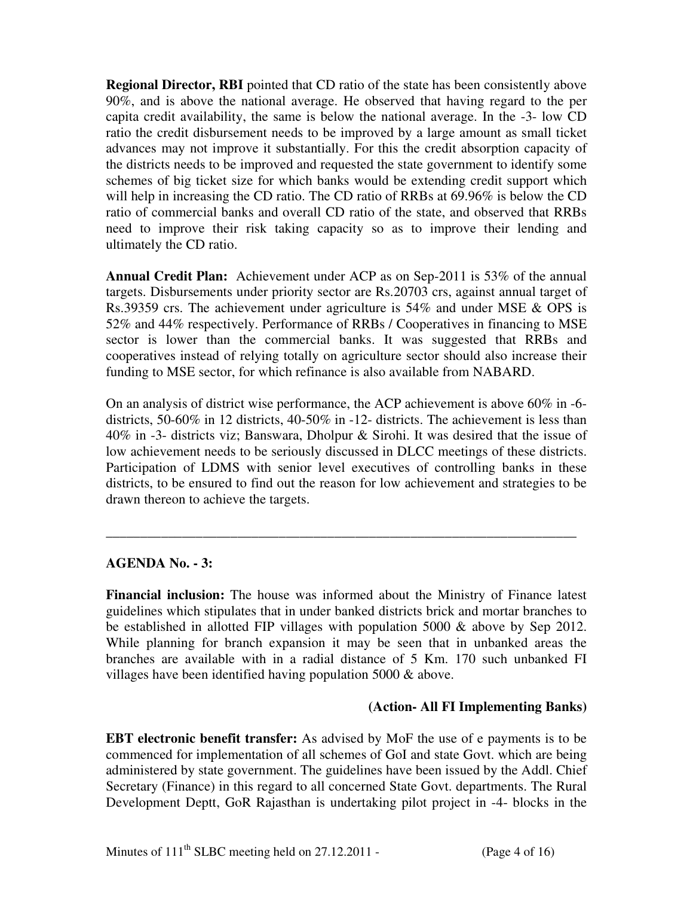**Regional Director, RBI** pointed that CD ratio of the state has been consistently above 90%, and is above the national average. He observed that having regard to the per capita credit availability, the same is below the national average. In the -3- low CD ratio the credit disbursement needs to be improved by a large amount as small ticket advances may not improve it substantially. For this the credit absorption capacity of the districts needs to be improved and requested the state government to identify some schemes of big ticket size for which banks would be extending credit support which will help in increasing the CD ratio. The CD ratio of RRBs at 69.96% is below the CD ratio of commercial banks and overall CD ratio of the state, and observed that RRBs need to improve their risk taking capacity so as to improve their lending and ultimately the CD ratio.

**Annual Credit Plan:** Achievement under ACP as on Sep-2011 is 53% of the annual targets. Disbursements under priority sector are Rs.20703 crs, against annual target of Rs.39359 crs. The achievement under agriculture is 54% and under MSE & OPS is 52% and 44% respectively. Performance of RRBs / Cooperatives in financing to MSE sector is lower than the commercial banks. It was suggested that RRBs and cooperatives instead of relying totally on agriculture sector should also increase their funding to MSE sector, for which refinance is also available from NABARD.

On an analysis of district wise performance, the ACP achievement is above 60% in -6- districts, 50-60% in 12 districts, 40-50% in -12- districts. The achievement is less than 40% in -3- districts viz; Banswara, Dholpur & Sirohi. It was desired that the issue of low achievement needs to be seriously discussed in DLCC meetings of these districts. Participation of LDMS with senior level executives of controlling banks in these districts, to be ensured to find out the reason for low achievement and strategies to be drawn thereon to achieve the targets.

---

**AGENDA No. - 3:**

**Financial inclusion:** The house was informed about the Ministry of Finance latest guidelines which stipulates that in under banked districts brick and mortar branches to be established in allotted FIP villages with population 5000 & above by Sep 2012. While planning for branch expansion it may be seen that in unbanked areas the branches are available with in a radial distance of 5 Km. 170 such unbanked FI villages have been identified having population 5000 & above.

**(Action- All FI Implementing Banks)**

**EBT electronic benefit transfer:** As advised by MoF the use of e payments is to be commenced for implementation of all schemes of GoI and state Govt. which are being administered by state government. The guidelines have been issued by the Addl. Chief Secretary (Finance) in this regard to all concerned State Govt. departments. The Rural Development Deptt, GoR Rajasthan is undertaking pilot project in -4- blocks in the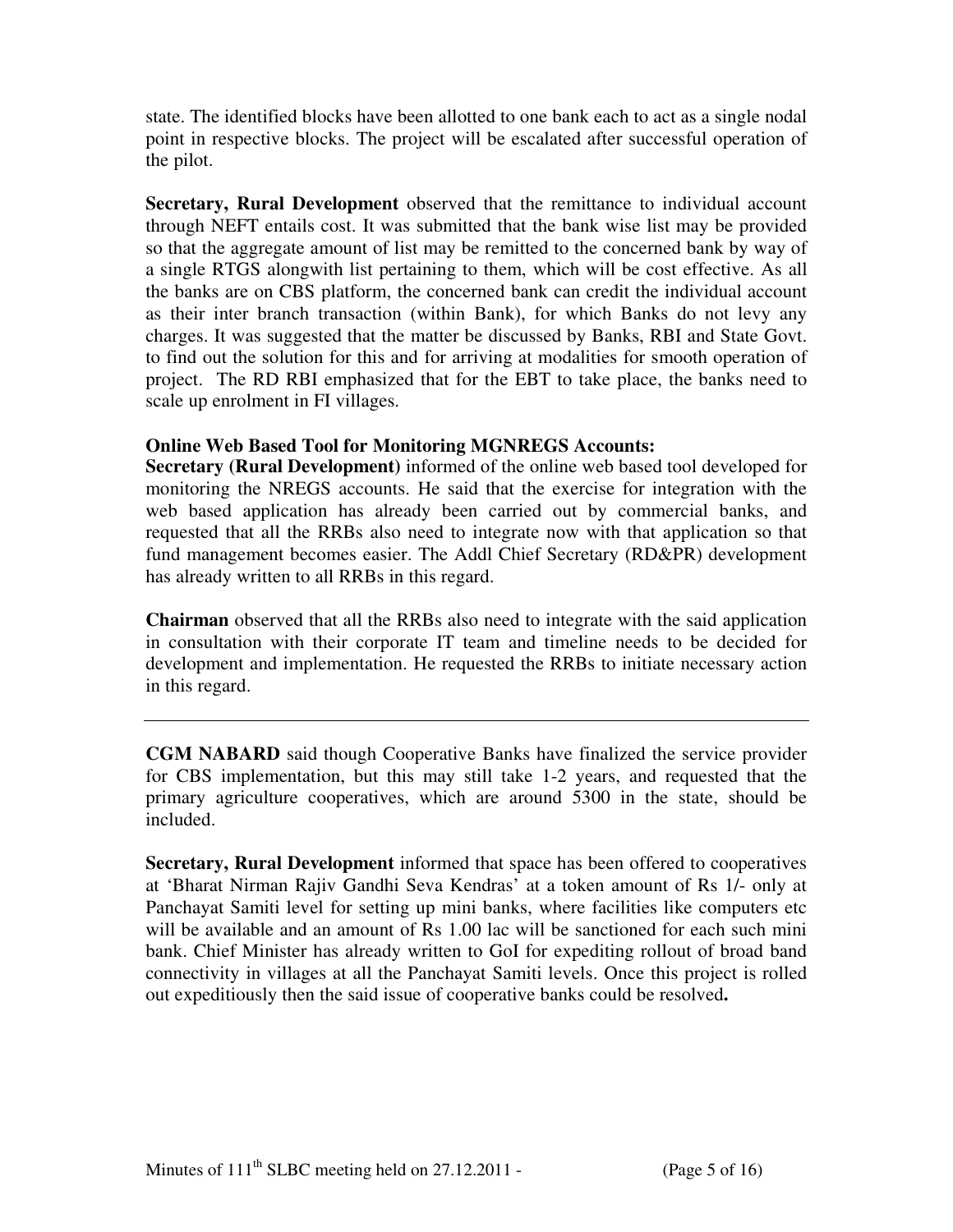state. The identified blocks have been allotted to one bank each to act as a single nodal point in respective blocks. The project will be escalated after successful operation of the pilot.

**Secretary, Rural Development** observed that the remittance to individual account through NEFT entails cost. It was submitted that the bank wise list may be provided so that the aggregate amount of list may be remitted to the concerned bank by way of a single RTGS alongwith list pertaining to them, which will be cost effective. As all the banks are on CBS platform, the concerned bank can credit the individual account as their inter branch transaction (within Bank), for which Banks do not levy any charges. It was suggested that the matter be discussed by Banks, RBI and State Govt. to find out the solution for this and for arriving at modalities for smooth operation of project. The RD RBI emphasized that for the EBT to take place, the banks need to scale up enrolment in FI villages.

**Online Web Based Tool for Monitoring MGNREGS Accounts:**

**Secretary (Rural Development)** informed of the online web based tool developed for monitoring the NREGS accounts. He said that the exercise for integration with the web based application has already been carried out by commercial banks, and requested that all the RRBs also need to integrate now with that application so that fund management becomes easier. The Addl Chief Secretary (RD&PR) development has already written to all RRBs in this regard.

**Chairman** observed that all the RRBs also need to integrate with the said application in consultation with their corporate IT team and timeline needs to be decided for development and implementation. He requested the RRBs to initiate necessary action in this regard.

---

**CGM NABARD** said though Cooperative Banks have finalized the service provider for CBS implementation, but this may still take 1-2 years, and requested that the primary agriculture cooperatives, which are around 5300 in the state, should be included.

**Secretary, Rural Development** informed that space has been offered to cooperatives at 'Bharat Nirman Rajiv Gandhi Seva Kendras' at a token amount of Rs 1/- only at Panchayat Samiti level for setting up mini banks, where facilities like computers etc will be available and an amount of Rs 1.00 lac will be sanctioned for each such mini bank. Chief Minister has already written to GoI for expediting rollout of broad band connectivity in villages at all the Panchayat Samiti levels. Once this project is rolled out expeditiously then the said issue of cooperative banks could be resolved**.**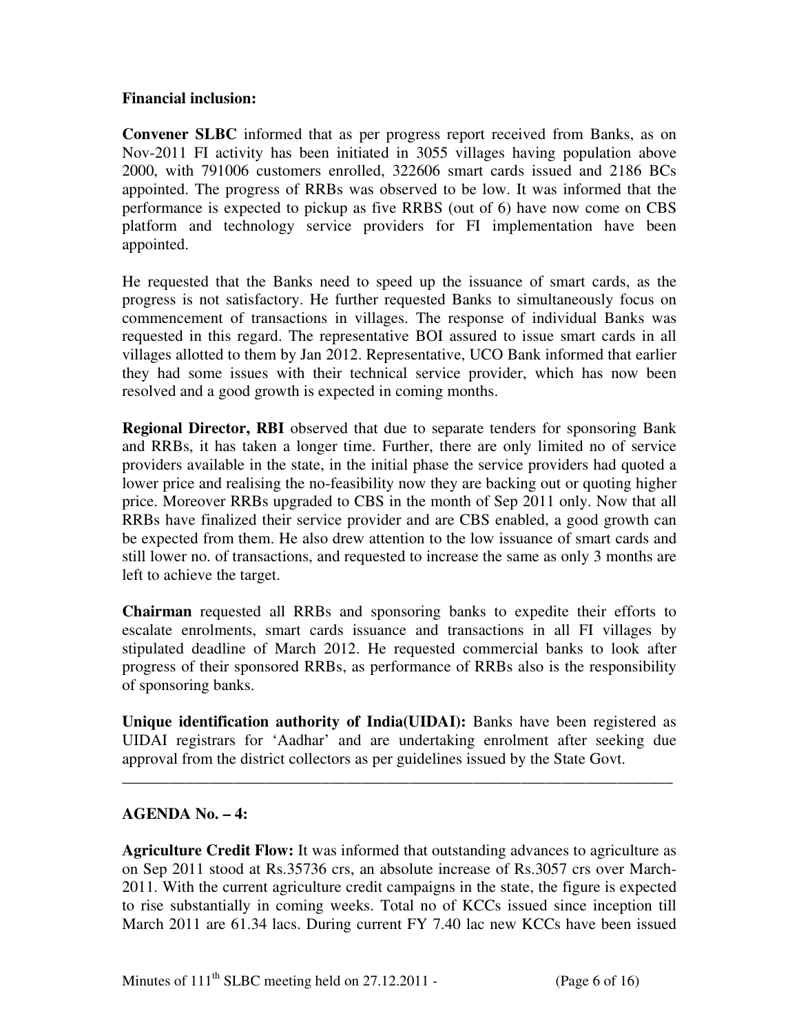**Financial inclusion:**

**Convener SLBC** informed that as per progress report received from Banks, as on Nov-2011 FI activity has been initiated in 3055 villages having population above 2000, with 791006 customers enrolled, 322606 smart cards issued and 2186 BCs appointed. The progress of RRBs was observed to be low. It was informed that the performance is expected to pickup as five RRBS (out of 6) have now come on CBS platform and technology service providers for FI implementation have been appointed.

He requested that the Banks need to speed up the issuance of smart cards, as the progress is not satisfactory. He further requested Banks to simultaneously focus on commencement of transactions in villages. The response of individual Banks was requested in this regard. The representative BOI assured to issue smart cards in all villages allotted to them by Jan 2012. Representative, UCO Bank informed that earlier they had some issues with their technical service provider, which has now been resolved and a good growth is expected in coming months.

**Regional Director, RBI** observed that due to separate tenders for sponsoring Bank and RRBs, it has taken a longer time. Further, there are only limited no of service providers available in the state, in the initial phase the service providers had quoted a lower price and realising the no-feasibility now they are backing out or quoting higher price. Moreover RRBs upgraded to CBS in the month of Sep 2011 only. Now that all RRBs have finalized their service provider and are CBS enabled, a good growth can be expected from them. He also drew attention to the low issuance of smart cards and still lower no. of transactions, and requested to increase the same as only 3 months are left to achieve the target.

**Chairman** requested all RRBs and sponsoring banks to expedite their efforts to escalate enrolments, smart cards issuance and transactions in all FI villages by stipulated deadline of March 2012. He requested commercial banks to look after progress of their sponsored RRBs, as performance of RRBs also is the responsibility of sponsoring banks.

**Unique identification authority of India(UIDAI):** Banks have been registered as UIDAI registrars for 'Aadhar' and are undertaking enrolment after seeking due approval from the district collectors as per guidelines issued by the State Govt.

---

**AGENDA No. – 4:**

**Agriculture Credit Flow:** It was informed that outstanding advances to agriculture as on Sep 2011 stood at Rs.35736 crs, an absolute increase of Rs.3057 crs over March-2011. With the current agriculture credit campaigns in the state, the figure is expected to rise substantially in coming weeks. Total no of KCCs issued since inception till March 2011 are 61.34 lacs. During current FY 7.40 lac new KCCs have been issued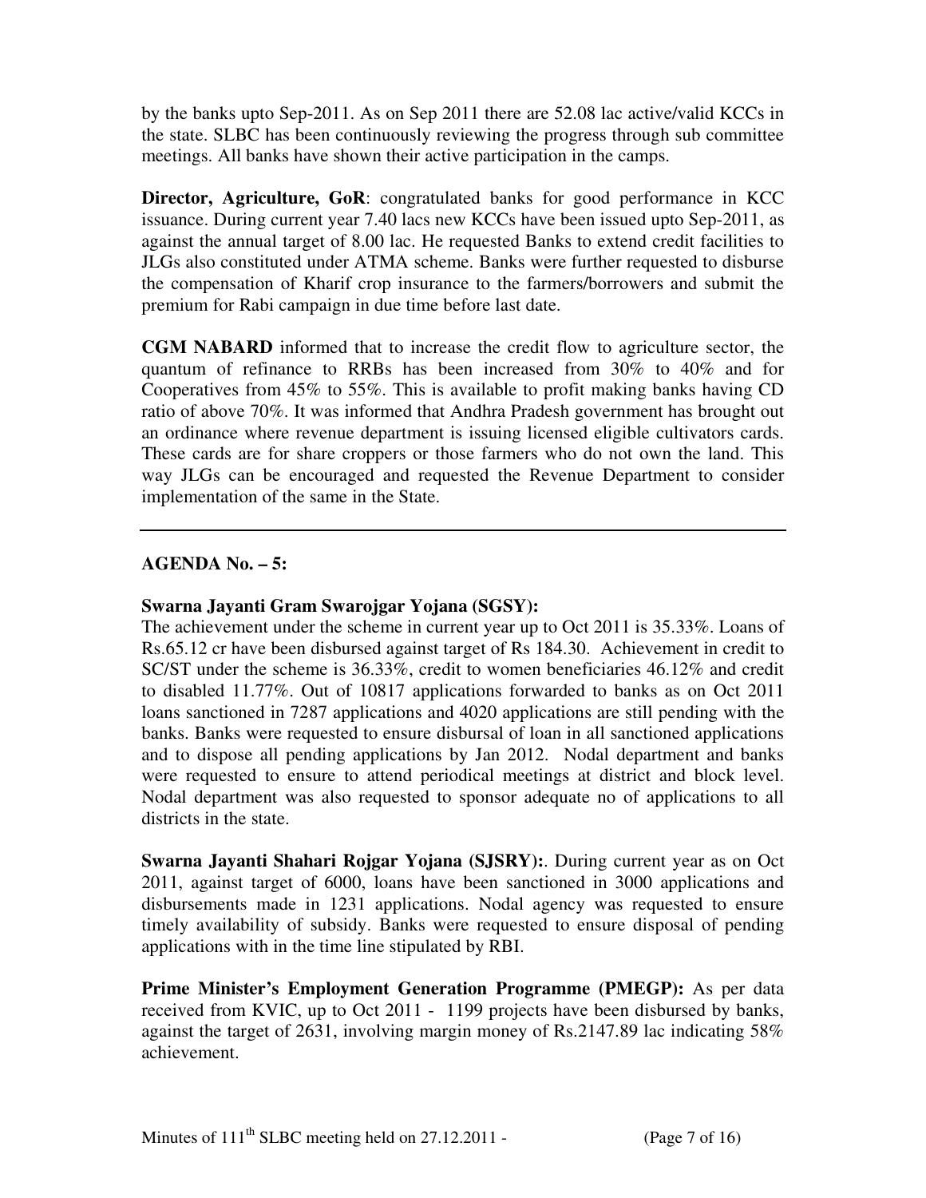by the banks upto Sep-2011. As on Sep 2011 there are 52.08 lac active/valid KCCs in the state. SLBC has been continuously reviewing the progress through sub committee meetings. All banks have shown their active participation in the camps.

**Director, Agriculture, GoR**: congratulated banks for good performance in KCC issuance. During current year 7.40 lacs new KCCs have been issued upto Sep-2011, as against the annual target of 8.00 lac. He requested Banks to extend credit facilities to JLGs also constituted under ATMA scheme. Banks were further requested to disburse the compensation of Kharif crop insurance to the farmers/borrowers and submit the premium for Rabi campaign in due time before last date.

**CGM NABARD** informed that to increase the credit flow to agriculture sector, the quantum of refinance to RRBs has been increased from 30% to 40% and for Cooperatives from 45% to 55%. This is available to profit making banks having CD ratio of above 70%. It was informed that Andhra Pradesh government has brought out an ordinance where revenue department is issuing licensed eligible cultivators cards. These cards are for share croppers or those farmers who do not own the land. This way JLGs can be encouraged and requested the Revenue Department to consider implementation of the same in the State.

---

## AGENDA No. – 5:

**Swarna Jayanti Gram Swarojgar Yojana (SGSY):**
The achievement under the scheme in current year up to Oct 2011 is 35.33%. Loans of Rs.65.12 cr have been disbursed against target of Rs 184.30. Achievement in credit to SC/ST under the scheme is 36.33%, credit to women beneficiaries 46.12% and credit to disabled 11.77%. Out of 10817 applications forwarded to banks as on Oct 2011 loans sanctioned in 7287 applications and 4020 applications are still pending with the banks. Banks were requested to ensure disbursal of loan in all sanctioned applications and to dispose all pending applications by Jan 2012. Nodal department and banks were requested to ensure to attend periodical meetings at district and block level. Nodal department was also requested to sponsor adequate no of applications to all districts in the state.

**Swarna Jayanti Shahari Rojgar Yojana (SJSRY):**. During current year as on Oct 2011, against target of 6000, loans have been sanctioned in 3000 applications and disbursements made in 1231 applications. Nodal agency was requested to ensure timely availability of subsidy. Banks were requested to ensure disposal of pending applications with in the time line stipulated by RBI.

**Prime Minister's Employment Generation Programme (PMEGP):** As per data received from KVIC, up to Oct 2011 - 1199 projects have been disbursed by banks, against the target of 2631, involving margin money of Rs.2147.89 lac indicating 58% achievement.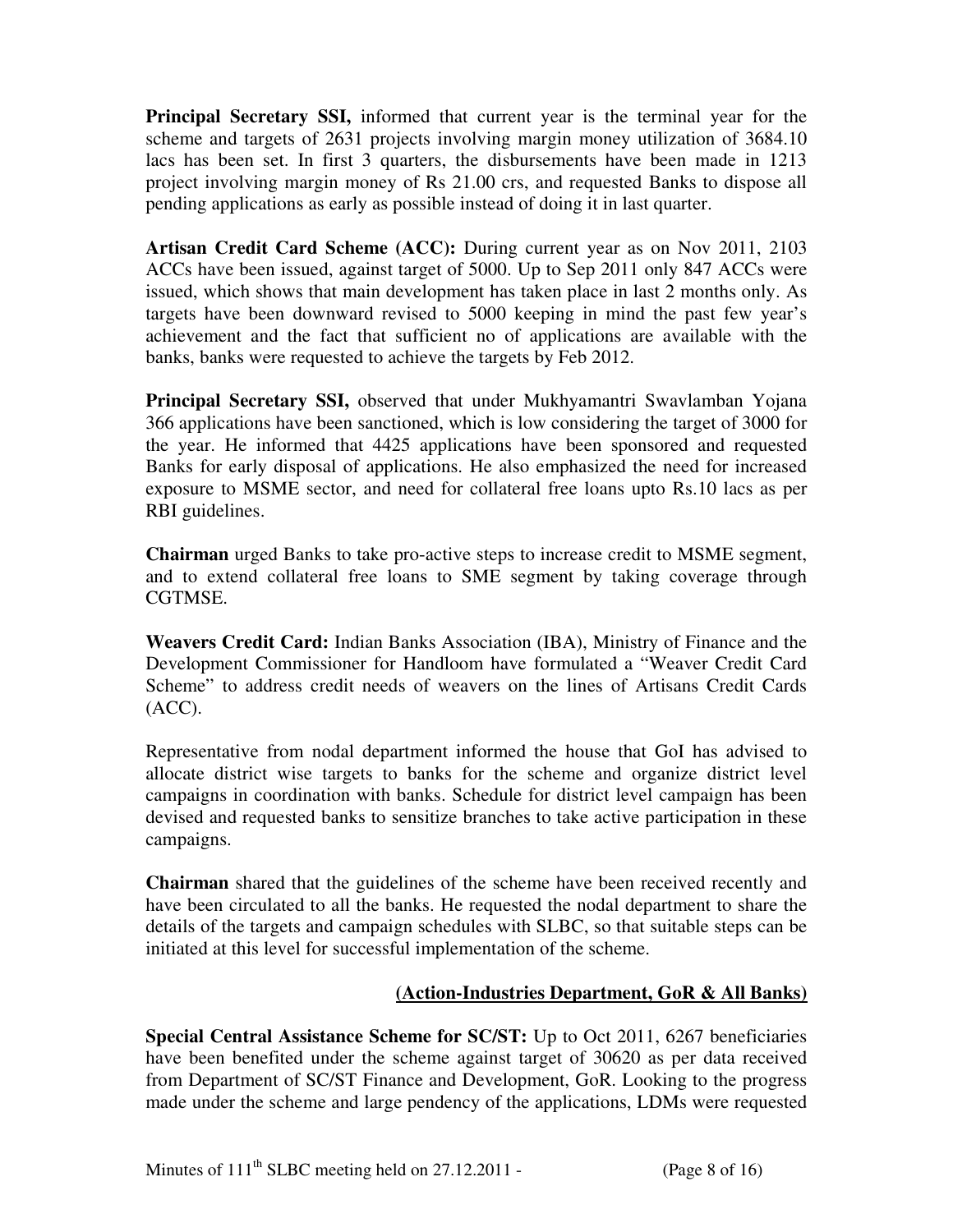**Principal Secretary SSI,** informed that current year is the terminal year for the scheme and targets of 2631 projects involving margin money utilization of 3684.10 lacs has been set. In first 3 quarters, the disbursements have been made in 1213 project involving margin money of Rs 21.00 crs, and requested Banks to dispose all pending applications as early as possible instead of doing it in last quarter.

**Artisan Credit Card Scheme (ACC):** During current year as on Nov 2011, 2103 ACCs have been issued, against target of 5000. Up to Sep 2011 only 847 ACCs were issued, which shows that main development has taken place in last 2 months only. As targets have been downward revised to 5000 keeping in mind the past few year's achievement and the fact that sufficient no of applications are available with the banks, banks were requested to achieve the targets by Feb 2012.

**Principal Secretary SSI,** observed that under Mukhyamantri Swavlamban Yojana 366 applications have been sanctioned, which is low considering the target of 3000 for the year. He informed that 4425 applications have been sponsored and requested Banks for early disposal of applications. He also emphasized the need for increased exposure to MSME sector, and need for collateral free loans upto Rs.10 lacs as per RBI guidelines.

**Chairman** urged Banks to take pro-active steps to increase credit to MSME segment, and to extend collateral free loans to SME segment by taking coverage through CGTMSE.

**Weavers Credit Card:** Indian Banks Association (IBA), Ministry of Finance and the Development Commissioner for Handloom have formulated a "Weaver Credit Card Scheme" to address credit needs of weavers on the lines of Artisans Credit Cards (ACC).

Representative from nodal department informed the house that GoI has advised to allocate district wise targets to banks for the scheme and organize district level campaigns in coordination with banks. Schedule for district level campaign has been devised and requested banks to sensitize branches to take active participation in these campaigns.

**Chairman** shared that the guidelines of the scheme have been received recently and have been circulated to all the banks. He requested the nodal department to share the details of the targets and campaign schedules with SLBC, so that suitable steps can be initiated at this level for successful implementation of the scheme.

**(Action-Industries Department, GoR & All Banks)**

**Special Central Assistance Scheme for SC/ST:** Up to Oct 2011, 6267 beneficiaries have been benefited under the scheme against target of 30620 as per data received from Department of SC/ST Finance and Development, GoR. Looking to the progress made under the scheme and large pendency of the applications, LDMs were requested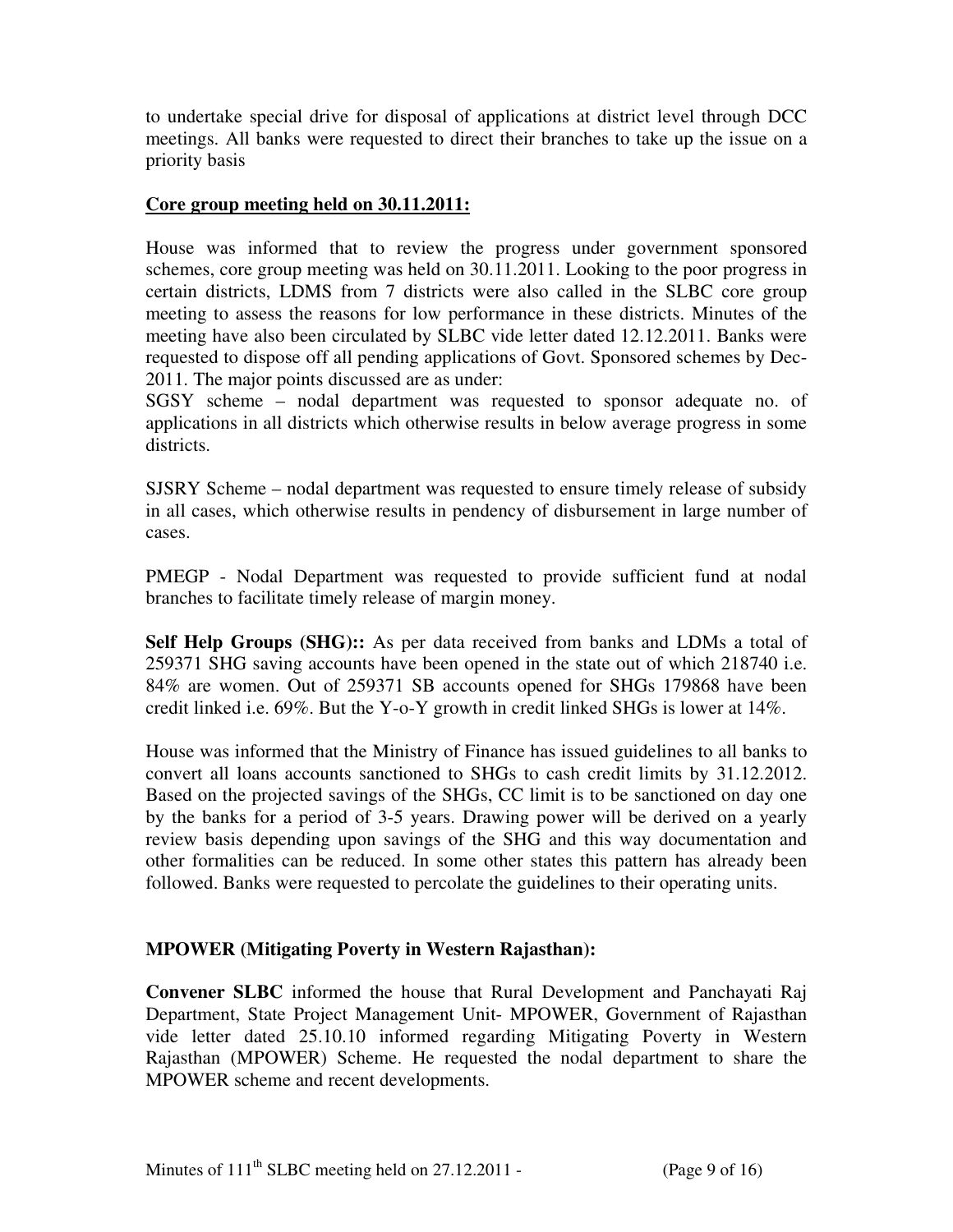to undertake special drive for disposal of applications at district level through DCC meetings. All banks were requested to direct their branches to take up the issue on a priority basis

**Core group meeting held on 30.11.2011:**

House was informed that to review the progress under government sponsored schemes, core group meeting was held on 30.11.2011. Looking to the poor progress in certain districts, LDMS from 7 districts were also called in the SLBC core group meeting to assess the reasons for low performance in these districts. Minutes of the meeting have also been circulated by SLBC vide letter dated 12.12.2011. Banks were requested to dispose off all pending applications of Govt. Sponsored schemes by Dec-2011. The major points discussed are as under:

SGSY scheme – nodal department was requested to sponsor adequate no. of applications in all districts which otherwise results in below average progress in some districts.

SJSRY Scheme – nodal department was requested to ensure timely release of subsidy in all cases, which otherwise results in pendency of disbursement in large number of cases.

PMEGP - Nodal Department was requested to provide sufficient fund at nodal branches to facilitate timely release of margin money.

**Self Help Groups (SHG)::** As per data received from banks and LDMs a total of 259371 SHG saving accounts have been opened in the state out of which 218740 i.e. 84% are women. Out of 259371 SB accounts opened for SHGs 179868 have been credit linked i.e. 69%. But the Y-o-Y growth in credit linked SHGs is lower at 14%.

House was informed that the Ministry of Finance has issued guidelines to all banks to convert all loans accounts sanctioned to SHGs to cash credit limits by 31.12.2012. Based on the projected savings of the SHGs, CC limit is to be sanctioned on day one by the banks for a period of 3-5 years. Drawing power will be derived on a yearly review basis depending upon savings of the SHG and this way documentation and other formalities can be reduced. In some other states this pattern has already been followed. Banks were requested to percolate the guidelines to their operating units.

**MPOWER (Mitigating Poverty in Western Rajasthan):**

**Convener SLBC** informed the house that Rural Development and Panchayati Raj Department, State Project Management Unit- MPOWER, Government of Rajasthan vide letter dated 25.10.10 informed regarding Mitigating Poverty in Western Rajasthan (MPOWER) Scheme. He requested the nodal department to share the MPOWER scheme and recent developments.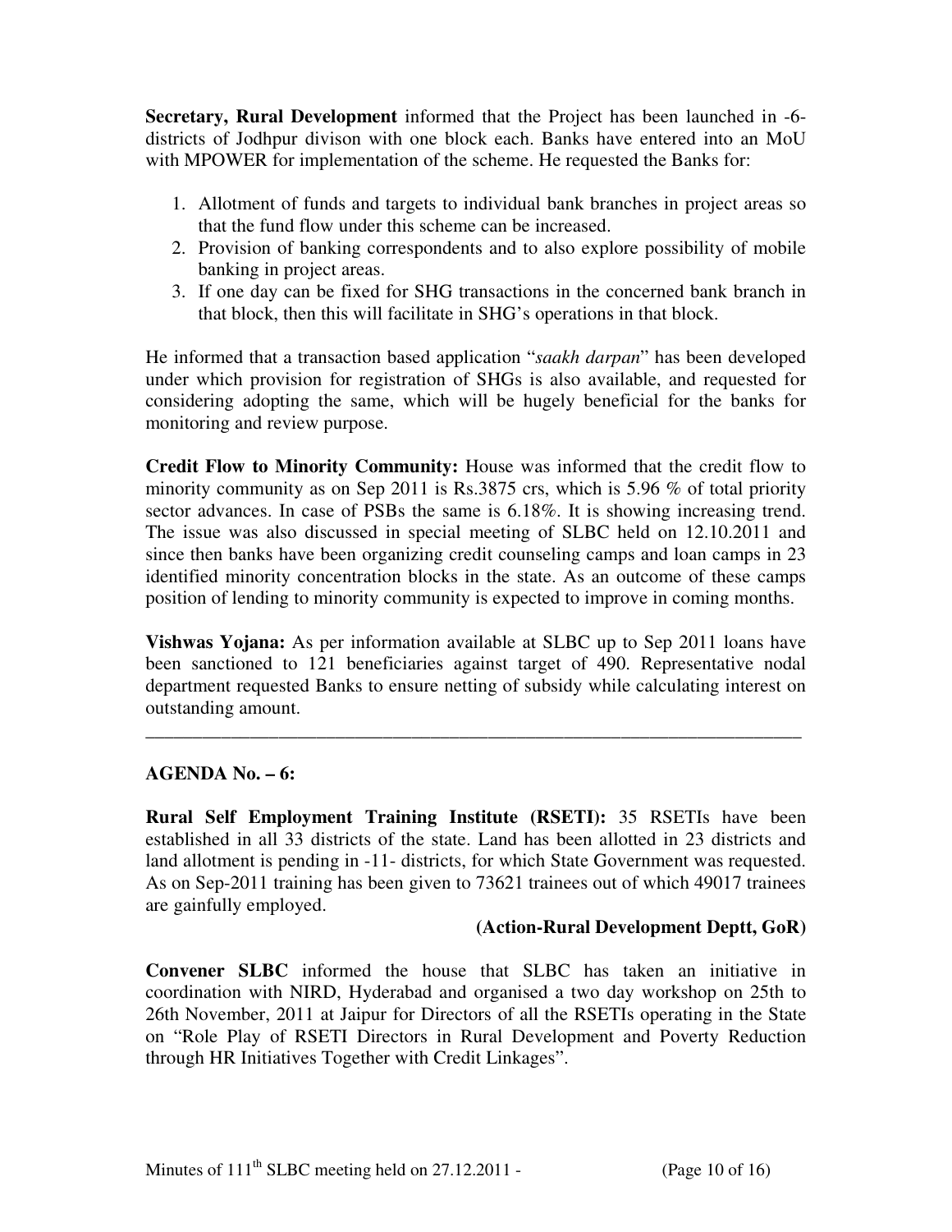**Secretary, Rural Development** informed that the Project has been launched in -6- districts of Jodhpur divison with one block each. Banks have entered into an MoU with MPOWER for implementation of the scheme. He requested the Banks for:

1. Allotment of funds and targets to individual bank branches in project areas so that the fund flow under this scheme can be increased.
2. Provision of banking correspondents and to also explore possibility of mobile banking in project areas.
3. If one day can be fixed for SHG transactions in the concerned bank branch in that block, then this will facilitate in SHG's operations in that block.

He informed that a transaction based application "*saakh darpan*" has been developed under which provision for registration of SHGs is also available, and requested for considering adopting the same, which will be hugely beneficial for the banks for monitoring and review purpose.

**Credit Flow to Minority Community:** House was informed that the credit flow to minority community as on Sep 2011 is Rs.3875 crs, which is 5.96 % of total priority sector advances. In case of PSBs the same is 6.18%. It is showing increasing trend. The issue was also discussed in special meeting of SLBC held on 12.10.2011 and since then banks have been organizing credit counseling camps and loan camps in 23 identified minority concentration blocks in the state. As an outcome of these camps position of lending to minority community is expected to improve in coming months.

**Vishwas Yojana:** As per information available at SLBC up to Sep 2011 loans have been sanctioned to 121 beneficiaries against target of 490. Representative nodal department requested Banks to ensure netting of subsidy while calculating interest on outstanding amount.

---

**AGENDA No. – 6:**

**Rural Self Employment Training Institute (RSETI):** 35 RSETIs have been established in all 33 districts of the state. Land has been allotted in 23 districts and land allotment is pending in -11- districts, for which State Government was requested. As on Sep-2011 training has been given to 73621 trainees out of which 49017 trainees are gainfully employed.

**(Action-Rural Development Deptt, GoR)**

**Convener SLBC** informed the house that SLBC has taken an initiative in coordination with NIRD, Hyderabad and organised a two day workshop on 25th to 26th November, 2011 at Jaipur for Directors of all the RSETIs operating in the State on "Role Play of RSETI Directors in Rural Development and Poverty Reduction through HR Initiatives Together with Credit Linkages".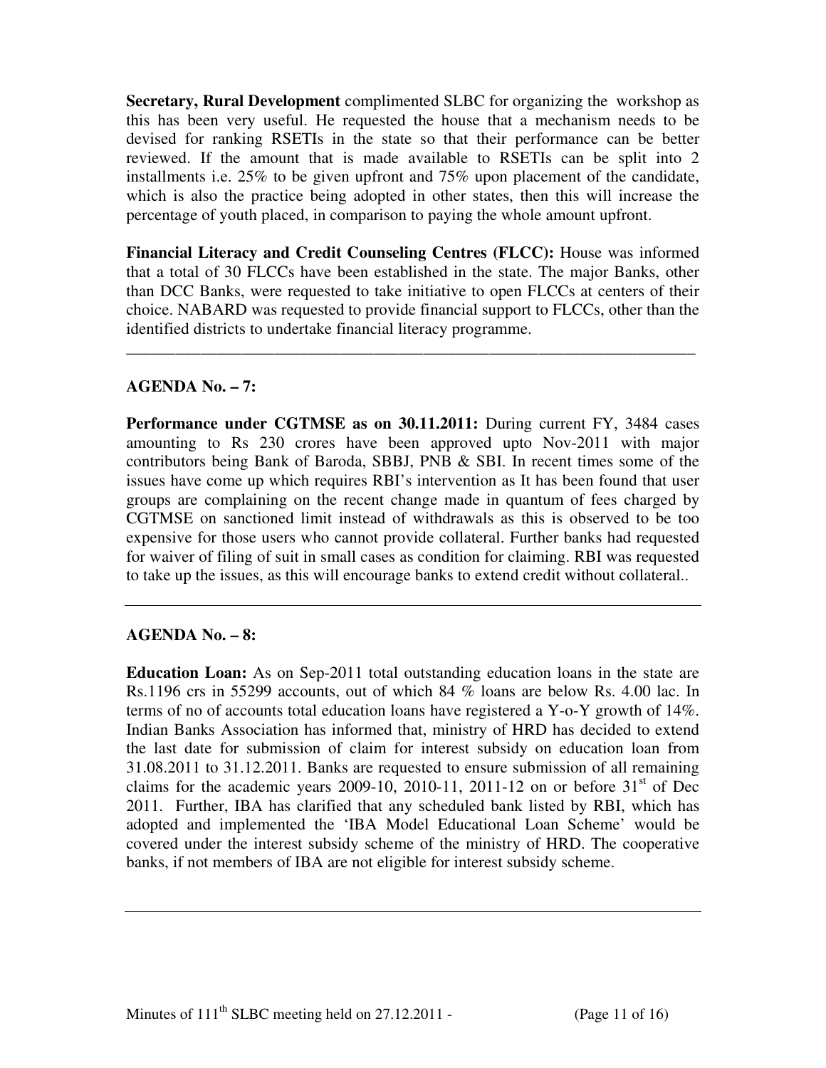**Secretary, Rural Development** complimented SLBC for organizing the workshop as this has been very useful. He requested the house that a mechanism needs to be devised for ranking RSETIs in the state so that their performance can be better reviewed. If the amount that is made available to RSETIs can be split into 2 installments i.e. 25% to be given upfront and 75% upon placement of the candidate, which is also the practice being adopted in other states, then this will increase the percentage of youth placed, in comparison to paying the whole amount upfront.

**Financial Literacy and Credit Counseling Centres (FLCC):** House was informed that a total of 30 FLCCs have been established in the state. The major Banks, other than DCC Banks, were requested to take initiative to open FLCCs at centers of their choice. NABARD was requested to provide financial support to FLCCs, other than the identified districts to undertake financial literacy programme.

---

**AGENDA No. – 7:**

**Performance under CGTMSE as on 30.11.2011:** During current FY, 3484 cases amounting to Rs 230 crores have been approved upto Nov-2011 with major contributors being Bank of Baroda, SBBJ, PNB & SBI. In recent times some of the issues have come up which requires RBI's intervention as It has been found that user groups are complaining on the recent change made in quantum of fees charged by CGTMSE on sanctioned limit instead of withdrawals as this is observed to be too expensive for those users who cannot provide collateral. Further banks had requested for waiver of filing of suit in small cases as condition for claiming. RBI was requested to take up the issues, as this will encourage banks to extend credit without collateral..

---

**AGENDA No. – 8:**

**Education Loan:** As on Sep-2011 total outstanding education loans in the state are Rs.1196 crs in 55299 accounts, out of which 84 % loans are below Rs. 4.00 lac. In terms of no of accounts total education loans have registered a Y-o-Y growth of 14%. Indian Banks Association has informed that, ministry of HRD has decided to extend the last date for submission of claim for interest subsidy on education loan from 31.08.2011 to 31.12.2011. Banks are requested to ensure submission of all remaining claims for the academic years 2009-10, 2010-11, 2011-12 on or before 31st of Dec 2011. Further, IBA has clarified that any scheduled bank listed by RBI, which has adopted and implemented the 'IBA Model Educational Loan Scheme' would be covered under the interest subsidy scheme of the ministry of HRD. The cooperative banks, if not members of IBA are not eligible for interest subsidy scheme.

---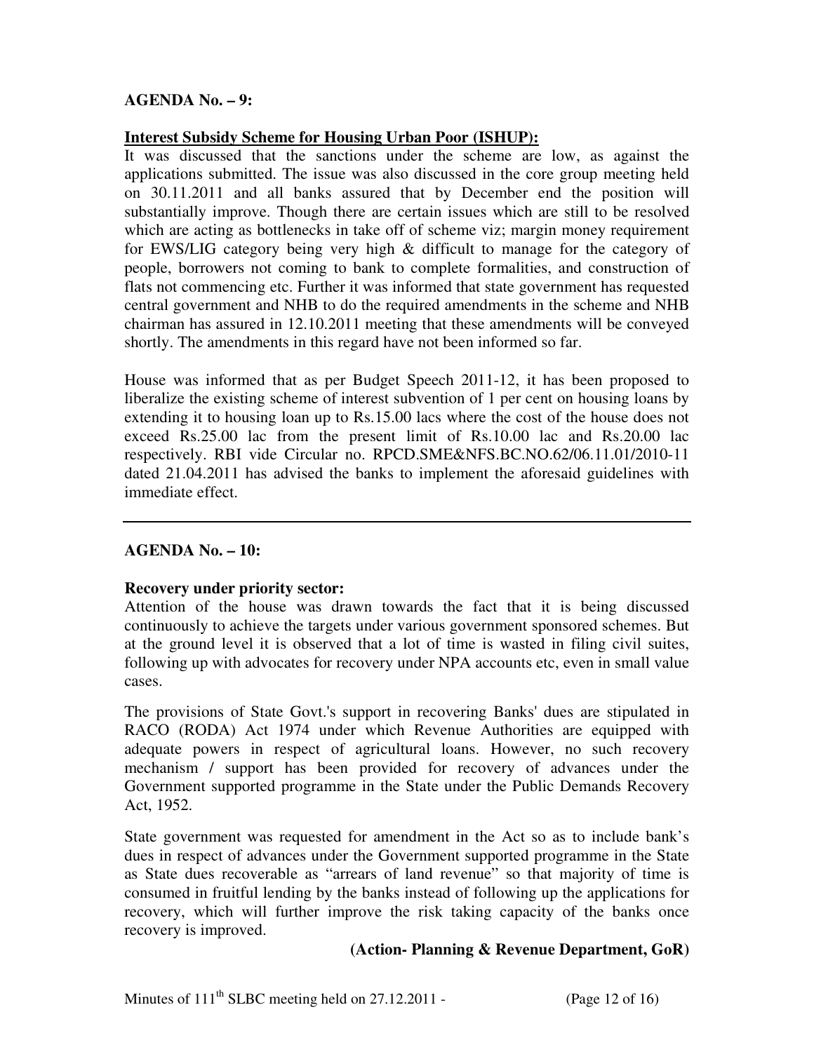**AGENDA No. – 9:**

**Interest Subsidy Scheme for Housing Urban Poor (ISHUP):**

It was discussed that the sanctions under the scheme are low, as against the applications submitted. The issue was also discussed in the core group meeting held on 30.11.2011 and all banks assured that by December end the position will substantially improve. Though there are certain issues which are still to be resolved which are acting as bottlenecks in take off of scheme viz; margin money requirement for EWS/LIG category being very high & difficult to manage for the category of people, borrowers not coming to bank to complete formalities, and construction of flats not commencing etc. Further it was informed that state government has requested central government and NHB to do the required amendments in the scheme and NHB chairman has assured in 12.10.2011 meeting that these amendments will be conveyed shortly. The amendments in this regard have not been informed so far.

House was informed that as per Budget Speech 2011-12, it has been proposed to liberalize the existing scheme of interest subvention of 1 per cent on housing loans by extending it to housing loan up to Rs.15.00 lacs where the cost of the house does not exceed Rs.25.00 lac from the present limit of Rs.10.00 lac and Rs.20.00 lac respectively. RBI vide Circular no. RPCD.SME&NFS.BC.NO.62/06.11.01/2010-11 dated 21.04.2011 has advised the banks to implement the aforesaid guidelines with immediate effect.

---

**AGENDA No. – 10:**

**Recovery under priority sector:**

Attention of the house was drawn towards the fact that it is being discussed continuously to achieve the targets under various government sponsored schemes. But at the ground level it is observed that a lot of time is wasted in filing civil suites, following up with advocates for recovery under NPA accounts etc, even in small value cases.

The provisions of State Govt.'s support in recovering Banks' dues are stipulated in RACO (RODA) Act 1974 under which Revenue Authorities are equipped with adequate powers in respect of agricultural loans. However, no such recovery mechanism / support has been provided for recovery of advances under the Government supported programme in the State under the Public Demands Recovery Act, 1952.

State government was requested for amendment in the Act so as to include bank's dues in respect of advances under the Government supported programme in the State as State dues recoverable as "arrears of land revenue" so that majority of time is consumed in fruitful lending by the banks instead of following up the applications for recovery, which will further improve the risk taking capacity of the banks once recovery is improved.

**(Action- Planning & Revenue Department, GoR)**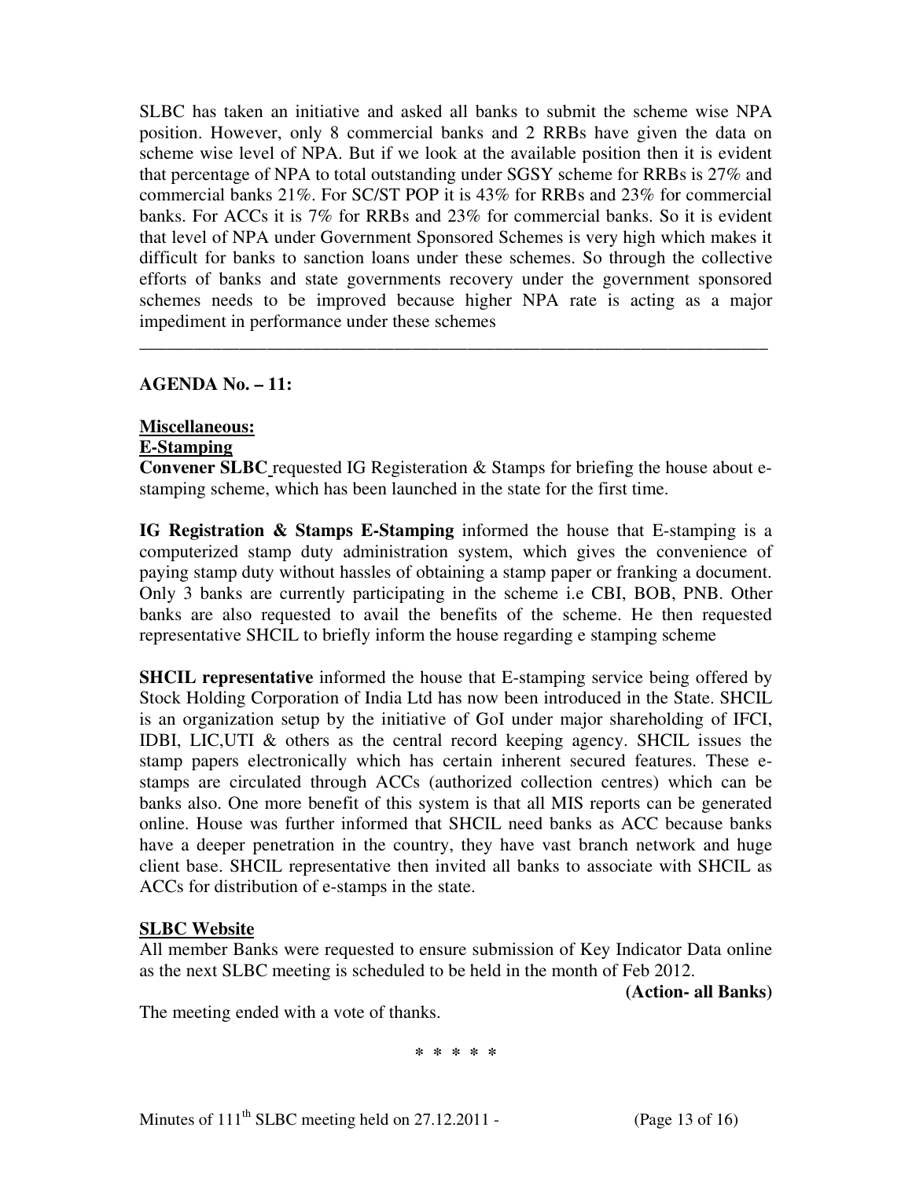SLBC has taken an initiative and asked all banks to submit the scheme wise NPA position. However, only 8 commercial banks and 2 RRBs have given the data on scheme wise level of NPA. But if we look at the available position then it is evident that percentage of NPA to total outstanding under SGSY scheme for RRBs is 27% and commercial banks 21%. For SC/ST POP it is 43% for RRBs and 23% for commercial banks. For ACCs it is 7% for RRBs and 23% for commercial banks. So it is evident that level of NPA under Government Sponsored Schemes is very high which makes it difficult for banks to sanction loans under these schemes. So through the collective efforts of banks and state governments recovery under the government sponsored schemes needs to be improved because higher NPA rate is acting as a major impediment in performance under these schemes

---

**AGENDA No. – 11:**

**<u>Miscellaneous:</u>**

**<u>E-Stamping</u>**

**Convener SLBC** requested IG Registeration & Stamps for briefing the house about e-stamping scheme, which has been launched in the state for the first time.

**IG Registration & Stamps E-Stamping** informed the house that E-stamping is a computerized stamp duty administration system, which gives the convenience of paying stamp duty without hassles of obtaining a stamp paper or franking a document. Only 3 banks are currently participating in the scheme i.e CBI, BOB, PNB. Other banks are also requested to avail the benefits of the scheme. He then requested representative SHCIL to briefly inform the house regarding e stamping scheme

**SHCIL representative** informed the house that E-stamping service being offered by Stock Holding Corporation of India Ltd has now been introduced in the State. SHCIL is an organization setup by the initiative of GoI under major shareholding of IFCI, IDBI, LIC,UTI & others as the central record keeping agency. SHCIL issues the stamp papers electronically which has certain inherent secured features. These e-stamps are circulated through ACCs (authorized collection centres) which can be banks also. One more benefit of this system is that all MIS reports can be generated online. House was further informed that SHCIL need banks as ACC because banks have a deeper penetration in the country, they have vast branch network and huge client base. SHCIL representative then invited all banks to associate with SHCIL as ACCs for distribution of e-stamps in the state.

**<u>SLBC Website</u>**

All member Banks were requested to ensure submission of Key Indicator Data online as the next SLBC meeting is scheduled to be held in the month of Feb 2012.

**(Action- all Banks)**

The meeting ended with a vote of thanks.

\* \* \* \* \*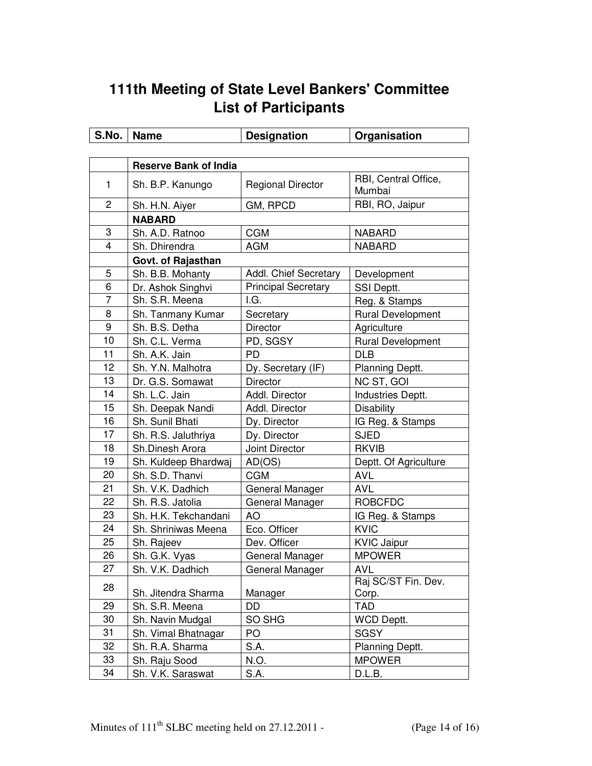# 111th Meeting of State Level Bankers' Committee
## List of Participants

| S.No. | Name | Designation | Organisation |
|---|---|---|---|
| | **Reserve Bank of India** | | |
| 1 | Sh. B.P. Kanungo | Regional Director | RBI, Central Office, Mumbai |
| 2 | Sh. H.N. Aiyer | GM, RPCD | RBI, RO, Jaipur |
| | **NABARD** | | |
| 3 | Sh. A.D. Ratnoo | CGM | NABARD |
| 4 | Sh. Dhirendra | AGM | NABARD |
| | **Govt. of Rajasthan** | | |
| 5 | Sh. B.B. Mohanty | Addl. Chief Secretary | Development |
| 6 | Dr. Ashok Singhvi | Principal Secretary | SSI Deptt. |
| 7 | Sh. S.R. Meena | I.G. | Reg. & Stamps |
| 8 | Sh. Tanmany Kumar | Secretary | Rural Development |
| 9 | Sh. B.S. Detha | Director | Agriculture |
| 10 | Sh. C.L. Verma | PD, SGSY | Rural Development |
| 11 | Sh. A.K. Jain | PD | DLB |
| 12 | Sh. Y.N. Malhotra | Dy. Secretary (IF) | Planning Deptt. |
| 13 | Dr. G.S. Somawat | Director | NC ST, GOI |
| 14 | Sh. L.C. Jain | Addl. Director | Industries Deptt. |
| 15 | Sh. Deepak Nandi | Addl. Director | Disability |
| 16 | Sh. Sunil Bhati | Dy. Director | IG Reg. & Stamps |
| 17 | Sh. R.S. Jaluthriya | Dy. Director | SJED |
| 18 | Sh.Dinesh Arora | Joint Director | RKVIB |
| 19 | Sh. Kuldeep Bhardwaj | AD(OS) | Deptt. Of Agriculture |
| 20 | Sh. S.D. Thanvi | CGM | AVL |
| 21 | Sh. V.K. Dadhich | General Manager | AVL |
| 22 | Sh. R.S. Jatolia | General Manager | ROBCFDC |
| 23 | Sh. H.K. Tekchandani | AO | IG Reg. & Stamps |
| 24 | Sh. Shriniwas Meena | Eco. Officer | KVIC |
| 25 | Sh. Rajeev | Dev. Officer | KVIC Jaipur |
| 26 | Sh. G.K. Vyas | General Manager | MPOWER |
| 27 | Sh. V.K. Dadhich | General Manager | AVL |
| 28 | Sh. Jitendra Sharma | Manager | Raj SC/ST Fin. Dev. Corp. |
| 29 | Sh. S.R. Meena | DD | TAD |
| 30 | Sh. Navin Mudgal | SO SHG | WCD Deptt. |
| 31 | Sh. Vimal Bhatnagar | PO | SGSY |
| 32 | Sh. R.A. Sharma | S.A. | Planning Deptt. |
| 33 | Sh. Raju Sood | N.O. | MPOWER |
| 34 | Sh. V.K. Saraswat | S.A. | D.L.B. |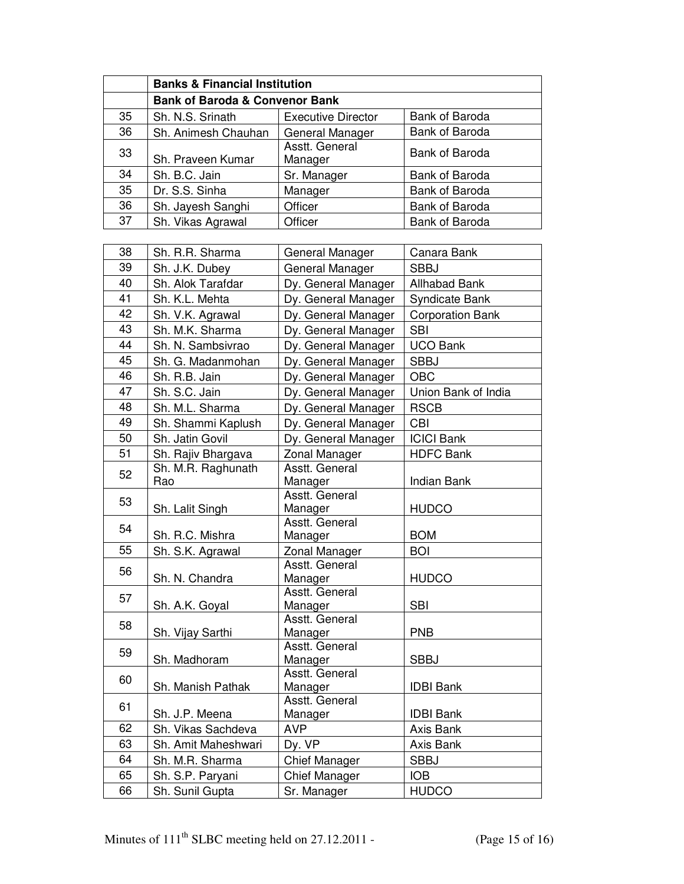| | Banks & Financial Institution | | |
|---|---|---|---|
| | **Bank of Baroda & Convenor Bank** | | |
| 35 | Sh. N.S. Srinath | Executive Director | Bank of Baroda |
| 36 | Sh. Animesh Chauhan | General Manager | Bank of Baroda |
| 33 | Sh. Praveen Kumar | Asstt. General Manager | Bank of Baroda |
| 34 | Sh. B.C. Jain | Sr. Manager | Bank of Baroda |
| 35 | Dr. S.S. Sinha | Manager | Bank of Baroda |
| 36 | Sh. Jayesh Sanghi | Officer | Bank of Baroda |
| 37 | Sh. Vikas Agrawal | Officer | Bank of Baroda |

| | | | |
|---|---|---|---|
| 38 | Sh. R.R. Sharma | General Manager | Canara Bank |
| 39 | Sh. J.K. Dubey | General Manager | SBBJ |
| 40 | Sh. Alok Tarafdar | Dy. General Manager | Allhabad Bank |
| 41 | Sh. K.L. Mehta | Dy. General Manager | Syndicate Bank |
| 42 | Sh. V.K. Agrawal | Dy. General Manager | Corporation Bank |
| 43 | Sh. M.K. Sharma | Dy. General Manager | SBI |
| 44 | Sh. N. Sambsivrao | Dy. General Manager | UCO Bank |
| 45 | Sh. G. Madanmohan | Dy. General Manager | SBBJ |
| 46 | Sh. R.B. Jain | Dy. General Manager | OBC |
| 47 | Sh. S.C. Jain | Dy. General Manager | Union Bank of India |
| 48 | Sh. M.L. Sharma | Dy. General Manager | RSCB |
| 49 | Sh. Shammi Kaplush | Dy. General Manager | CBI |
| 50 | Sh. Jatin Govil | Dy. General Manager | ICICI Bank |
| 51 | Sh. Rajiv Bhargava | Zonal Manager | HDFC Bank |
| 52 | Sh. M.R. Raghunath Rao | Asstt. General Manager | Indian Bank |
| 53 | Sh. Lalit Singh | Asstt. General Manager | HUDCO |
| 54 | Sh. R.C. Mishra | Asstt. General Manager | BOM |
| 55 | Sh. S.K. Agrawal | Zonal Manager | BOI |
| 56 | Sh. N. Chandra | Asstt. General Manager | HUDCO |
| 57 | Sh. A.K. Goyal | Asstt. General Manager | SBI |
| 58 | Sh. Vijay Sarthi | Asstt. General Manager | PNB |
| 59 | Sh. Madhoram | Asstt. General Manager | SBBJ |
| 60 | Sh. Manish Pathak | Asstt. General Manager | IDBI Bank |
| 61 | Sh. J.P. Meena | Asstt. General Manager | IDBI Bank |
| 62 | Sh. Vikas Sachdeva | AVP | Axis Bank |
| 63 | Sh. Amit Maheshwari | Dy. VP | Axis Bank |
| 64 | Sh. M.R. Sharma | Chief Manager | SBBJ |
| 65 | Sh. S.P. Paryani | Chief Manager | IOB |
| 66 | Sh. Sunil Gupta | Sr. Manager | HUDCO |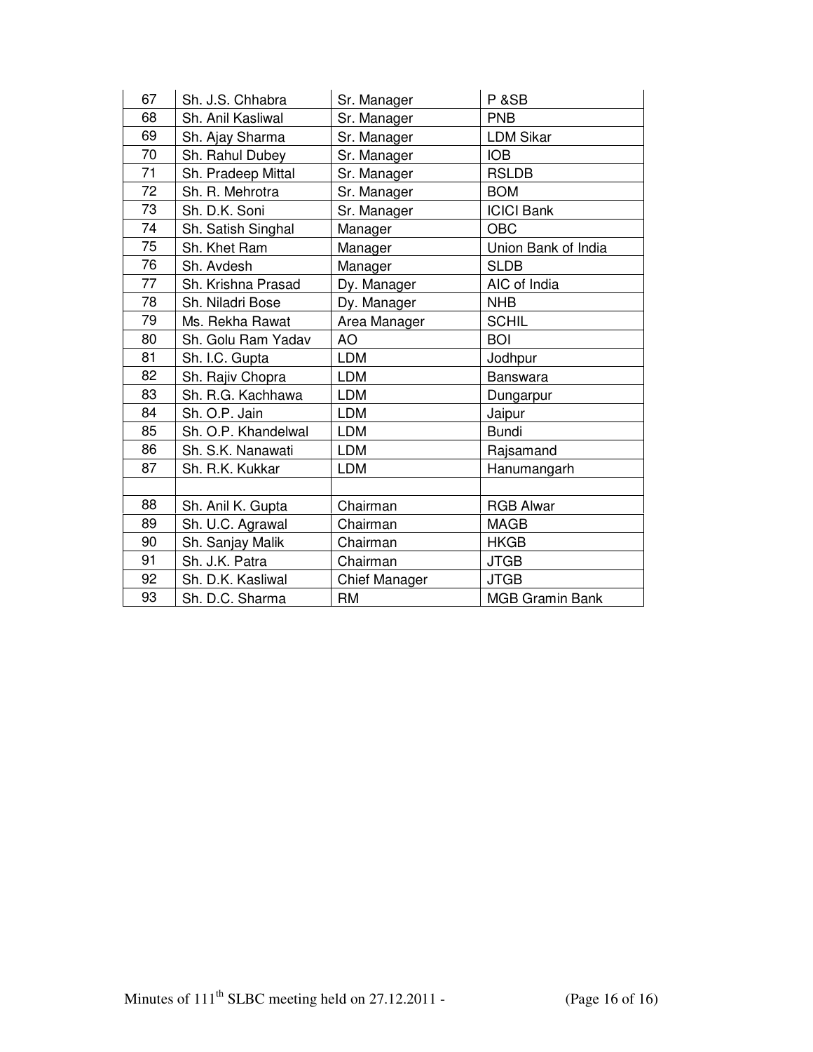| | | | |
|---|---|---|---|
| 67 | Sh. J.S. Chhabra | Sr. Manager | P &SB |
| 68 | Sh. Anil Kasliwal | Sr. Manager | PNB |
| 69 | Sh. Ajay Sharma | Sr. Manager | LDM Sikar |
| 70 | Sh. Rahul Dubey | Sr. Manager | IOB |
| 71 | Sh. Pradeep Mittal | Sr. Manager | RSLDB |
| 72 | Sh. R. Mehrotra | Sr. Manager | BOM |
| 73 | Sh. D.K. Soni | Sr. Manager | ICICI Bank |
| 74 | Sh. Satish Singhal | Manager | OBC |
| 75 | Sh. Khet Ram | Manager | Union Bank of India |
| 76 | Sh. Avdesh | Manager | SLDB |
| 77 | Sh. Krishna Prasad | Dy. Manager | AIC of India |
| 78 | Sh. Niladri Bose | Dy. Manager | NHB |
| 79 | Ms. Rekha Rawat | Area Manager | SCHIL |
| 80 | Sh. Golu Ram Yadav | AO | BOI |
| 81 | Sh. I.C. Gupta | LDM | Jodhpur |
| 82 | Sh. Rajiv Chopra | LDM | Banswara |
| 83 | Sh. R.G. Kachhawa | LDM | Dungarpur |
| 84 | Sh. O.P. Jain | LDM | Jaipur |
| 85 | Sh. O.P. Khandelwal | LDM | Bundi |
| 86 | Sh. S.K. Nanawati | LDM | Rajsamand |
| 87 | Sh. R.K. Kukkar | LDM | Hanumangarh |
| | | | |
| 88 | Sh. Anil K. Gupta | Chairman | RGB Alwar |
| 89 | Sh. U.C. Agrawal | Chairman | MAGB |
| 90 | Sh. Sanjay Malik | Chairman | HKGB |
| 91 | Sh. J.K. Patra | Chairman | JTGB |
| 92 | Sh. D.K. Kasliwal | Chief Manager | JTGB |
| 93 | Sh. D.C. Sharma | RM | MGB Gramin Bank |